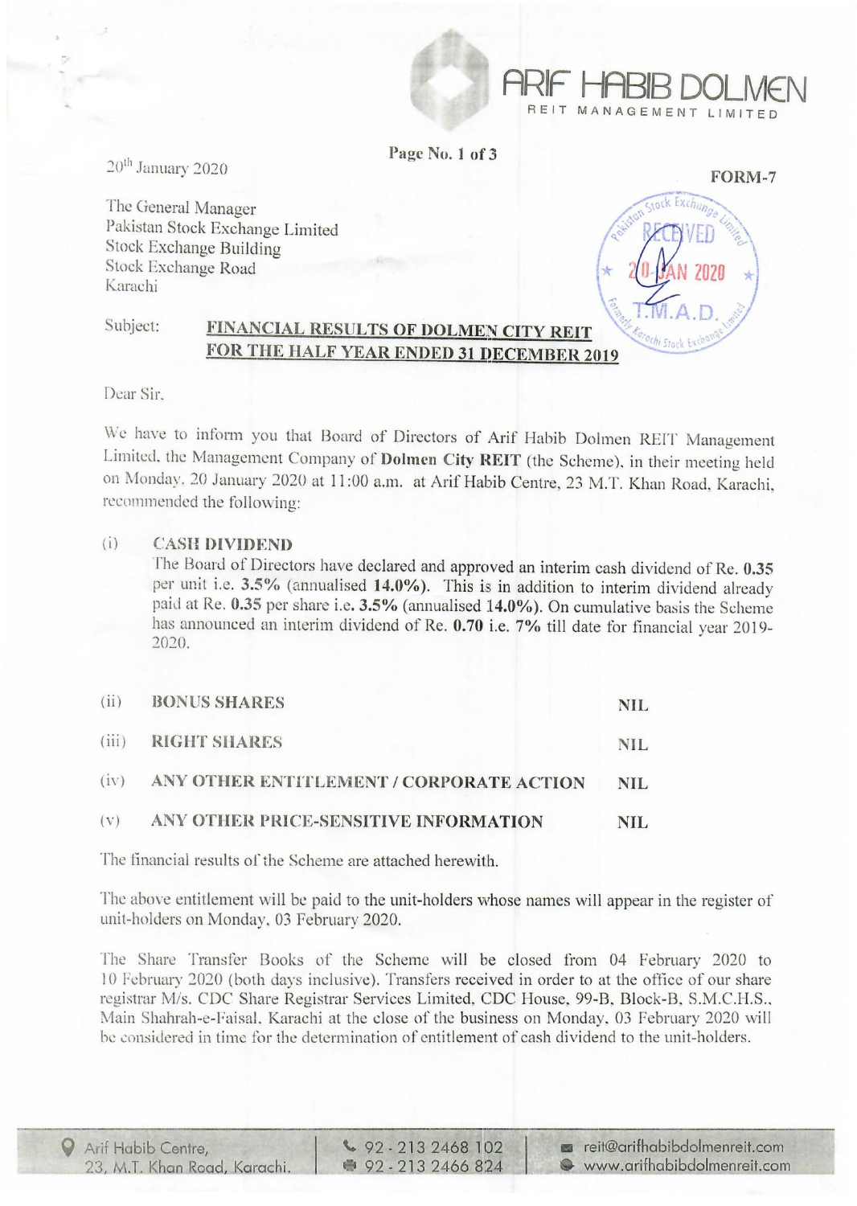20th January 2020

**FORM-7**

The General Manager
Pakistan Stock Exchange Limited
Stock Exchange Building
Stock Exchange Road
Karachi

Subject: **FINANCIAL RESULTS OF DOLMEN CITY REIT FOR THE HALF YEAR ENDED 31 DECEMBER 2019**

Dear Sir,

We have to inform you that Board of Directors of Arif Habib Dolmen REIT Management Limited, the Management Company of **Dolmen City REIT** (the Scheme), in their meeting held on Monday, 20 January 2020 at 11:00 a.m. at Arif Habib Centre, 23 M.T. Khan Road, Karachi, recommended the following:

(i) **CASH DIVIDEND**

The Board of Directors have declared and approved an interim cash dividend of Re. **0.35** per unit i.e. **3.5%** (annualised **14.0%**). This is in addition to interim dividend already paid at Re. **0.35** per share i.e. **3.5%** (annualised **14.0%**). On cumulative basis the Scheme has announced an interim dividend of Re. **0.70** i.e. **7%** till date for financial year 2019-2020.

| | | |
|---|---|---|
| (ii) | **BONUS SHARES** | **NIL** |
| (iii) | **RIGHT SHARES** | **NIL** |
| (iv) | **ANY OTHER ENTITLEMENT / CORPORATE ACTION** | **NIL** |
| (v) | **ANY OTHER PRICE-SENSITIVE INFORMATION** | **NIL** |

The financial results of the Scheme are attached herewith.

The above entitlement will be paid to the unit-holders whose names will appear in the register of unit-holders on Monday, 03 February 2020.

The Share Transfer Books of the Scheme will be closed from 04 February 2020 to 10 February 2020 (both days inclusive). Transfers received in order to at the office of our share registrar M/s. CDC Share Registrar Services Limited, CDC House, 99-B, Block-B, S.M.C.H.S., Main Shahrah-e-Faisal, Karachi at the close of the business on Monday, 03 February 2020 will be considered in time for the determination of entitlement of cash dividend to the unit-holders.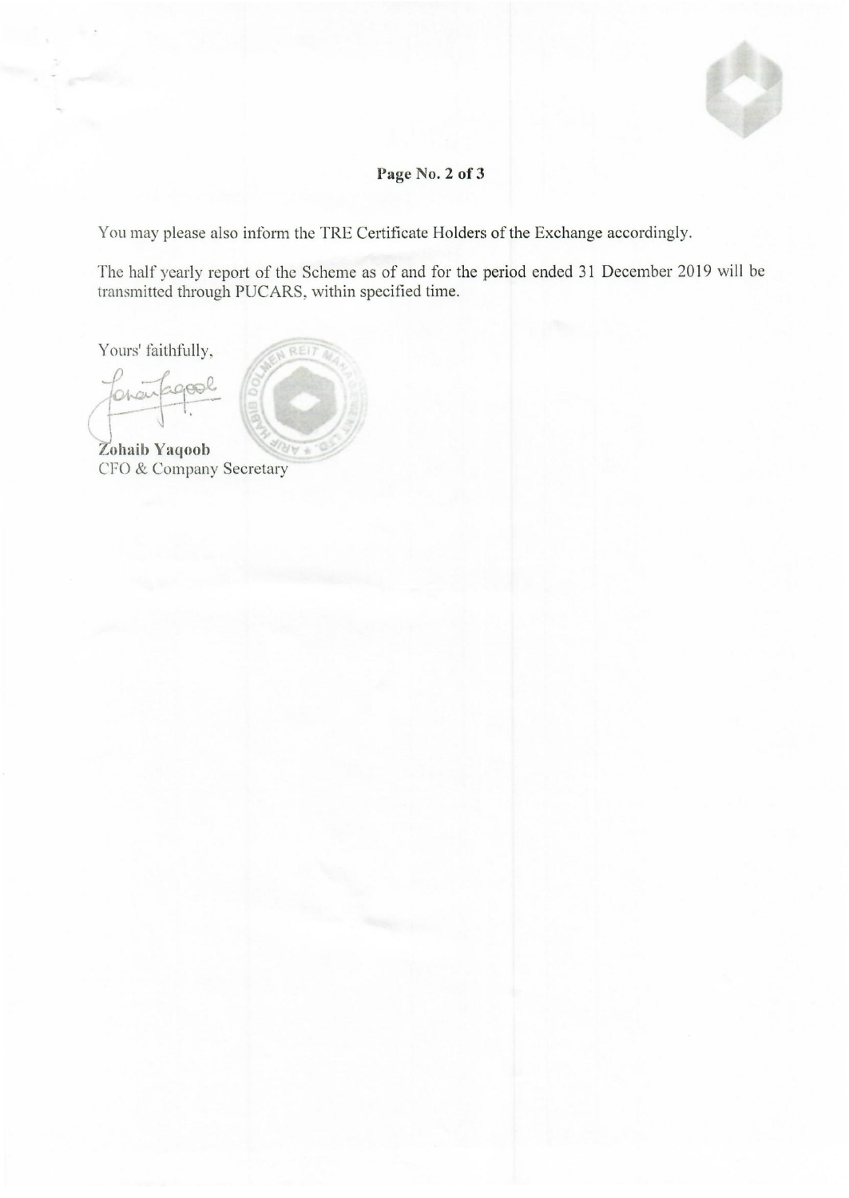You may please also inform the TRE Certificate Holders of the Exchange accordingly.

The half yearly report of the Scheme as of and for the period ended 31 December 2019 will be transmitted through PUCARS, within specified time.

Yours' faithfully,

**Zohaib Yaqoob**
CFO & Company Secretary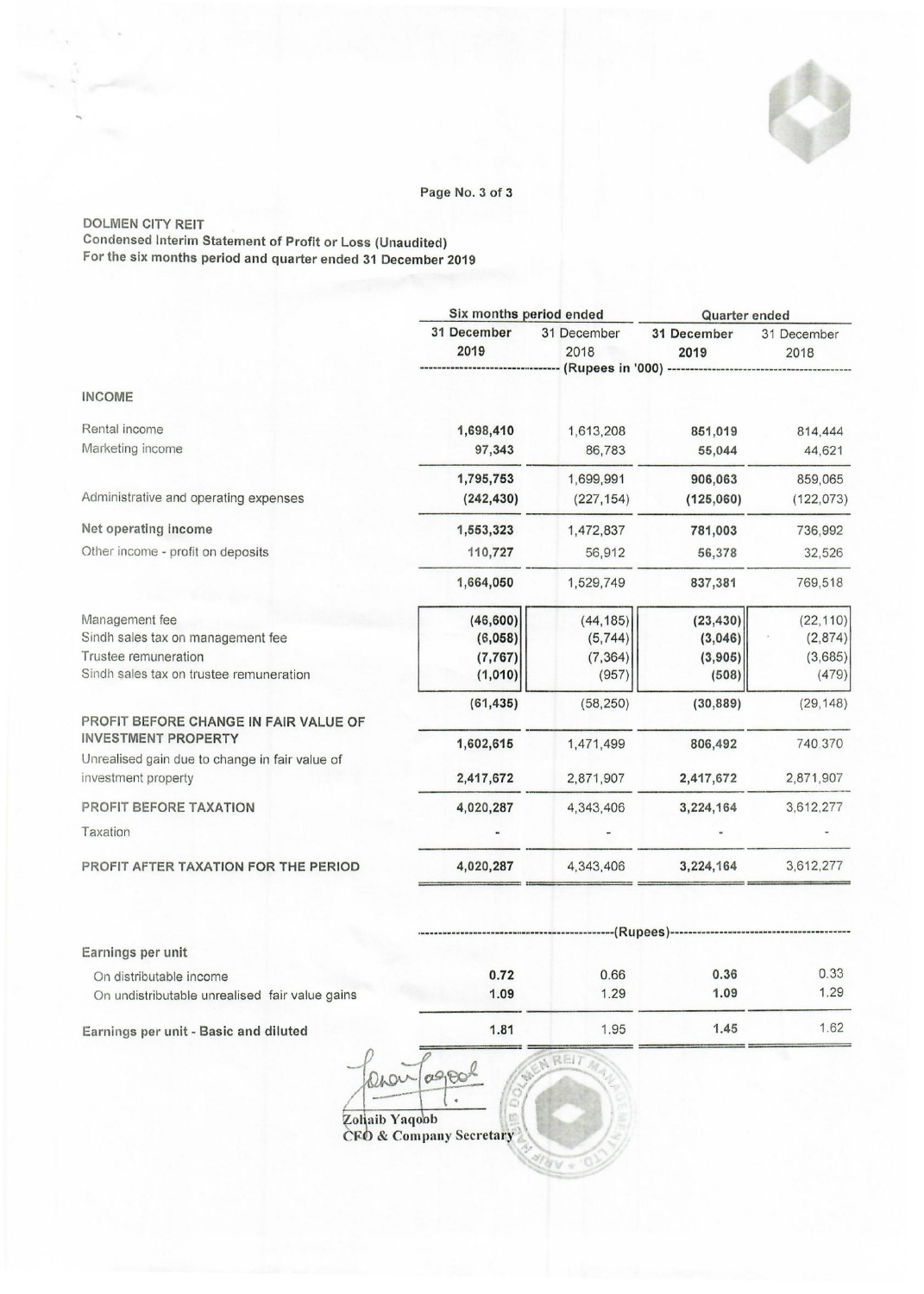DOLMEN CITY REIT
Condensed Interim Statement of Profit or Loss (Unaudited)
For the six months period and quarter ended 31 December 2019

| | Six months period ended | | Quarter ended | |
|---|---|---|---|---|
| | 31 December 2019 | 31 December 2018 | 31 December 2019 | 31 December 2018 |
| | (Rupees in '000) | | | |
| **INCOME** | | | | |
| Rental income | 1,698,410 | 1,613,208 | 851,019 | 814,444 |
| Marketing income | 97,343 | 86,783 | 55,044 | 44,621 |
| | 1,795,753 | 1,699,991 | 906,063 | 859,065 |
| Administrative and operating expenses | (242,430) | (227,154) | (125,060) | (122,073) |
| **Net operating income** | 1,553,323 | 1,472,837 | 781,003 | 736,992 |
| Other income - profit on deposits | 110,727 | 56,912 | 56,378 | 32,526 |
| | 1,664,050 | 1,529,749 | 837,381 | 769,518 |
| Management fee | (46,600) | (44,185) | (23,430) | (22,110) |
| Sindh sales tax on management fee | (6,058) | (5,744) | (3,046) | (2,874) |
| Trustee remuneration | (7,767) | (7,364) | (3,905) | (3,685) |
| Sindh sales tax on trustee remuneration | (1,010) | (957) | (508) | (479) |
| | (61,435) | (58,250) | (30,889) | (29,148) |
| **PROFIT BEFORE CHANGE IN FAIR VALUE OF INVESTMENT PROPERTY** | 1,602,615 | 1,471,499 | 806,492 | 740,370 |
| Unrealised gain due to change in fair value of investment property | 2,417,672 | 2,871,907 | 2,417,672 | 2,871,907 |
| **PROFIT BEFORE TAXATION** | 4,020,287 | 4,343,406 | 3,224,164 | 3,612,277 |
| Taxation | - | - | - | - |
| **PROFIT AFTER TAXATION FOR THE PERIOD** | 4,020,287 | 4,343,406 | 3,224,164 | 3,612,277 |
| | (Rupees) | | | |
| **Earnings per unit** | | | | |
| On distributable income | 0.72 | 0.66 | 0.36 | 0.33 |
| On undistributable unrealised fair value gains | 1.09 | 1.29 | 1.09 | 1.29 |
| **Earnings per unit - Basic and diluted** | 1.81 | 1.95 | 1.45 | 1.62 |

Zohaib Yaqoob
CFO & Company Secretary